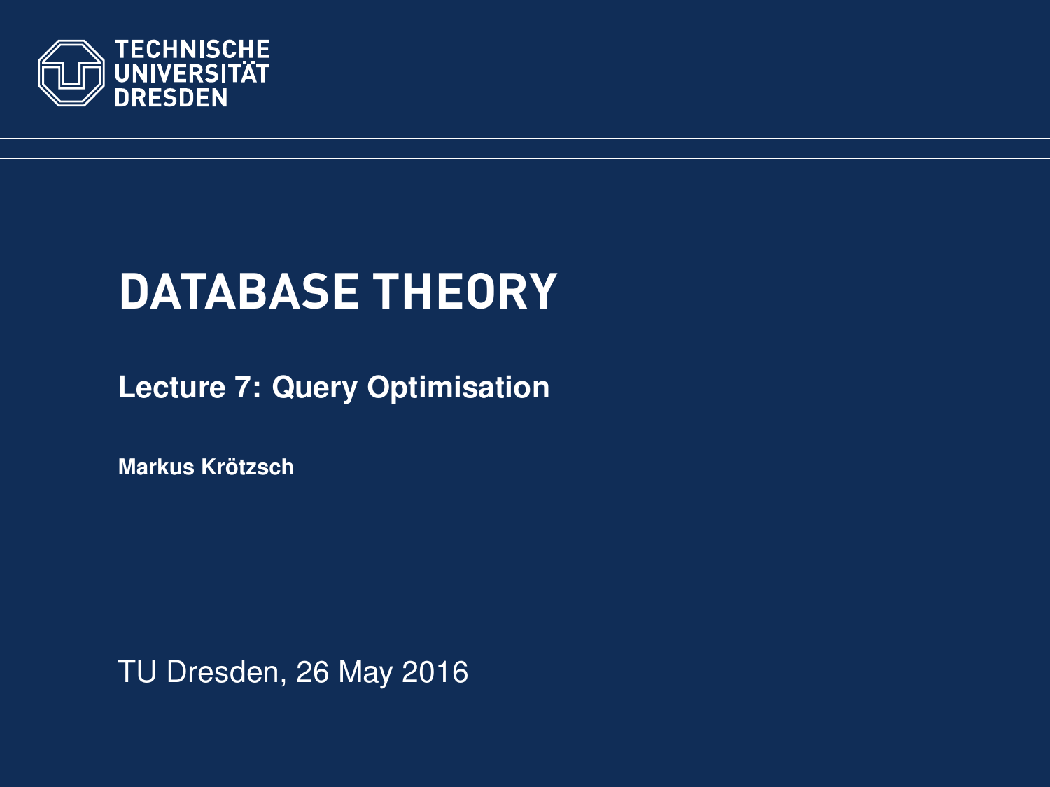TECHNISCHE UNIVERSITÄT DRESDEN

# DATABASE THEORY

## Lecture 7: Query Optimisation

**Markus Krötzsch**

TU Dresden, 26 May 2016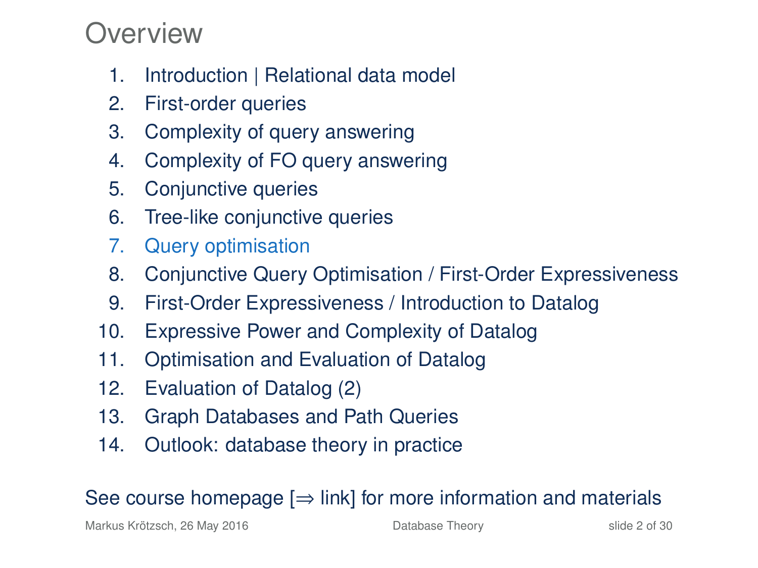# Overview

1. Introduction | Relational data model
2. First-order queries
3. Complexity of query answering
4. Complexity of FO query answering
5. Conjunctive queries
6. Tree-like conjunctive queries
7. Query optimisation
8. Conjunctive Query Optimisation / First-Order Expressiveness
9. First-Order Expressiveness / Introduction to Datalog
10. Expressive Power and Complexity of Datalog
11. Optimisation and Evaluation of Datalog
12. Evaluation of Datalog (2)
13. Graph Databases and Path Queries
14. Outlook: database theory in practice

See course homepage [⇒ link] for more information and materials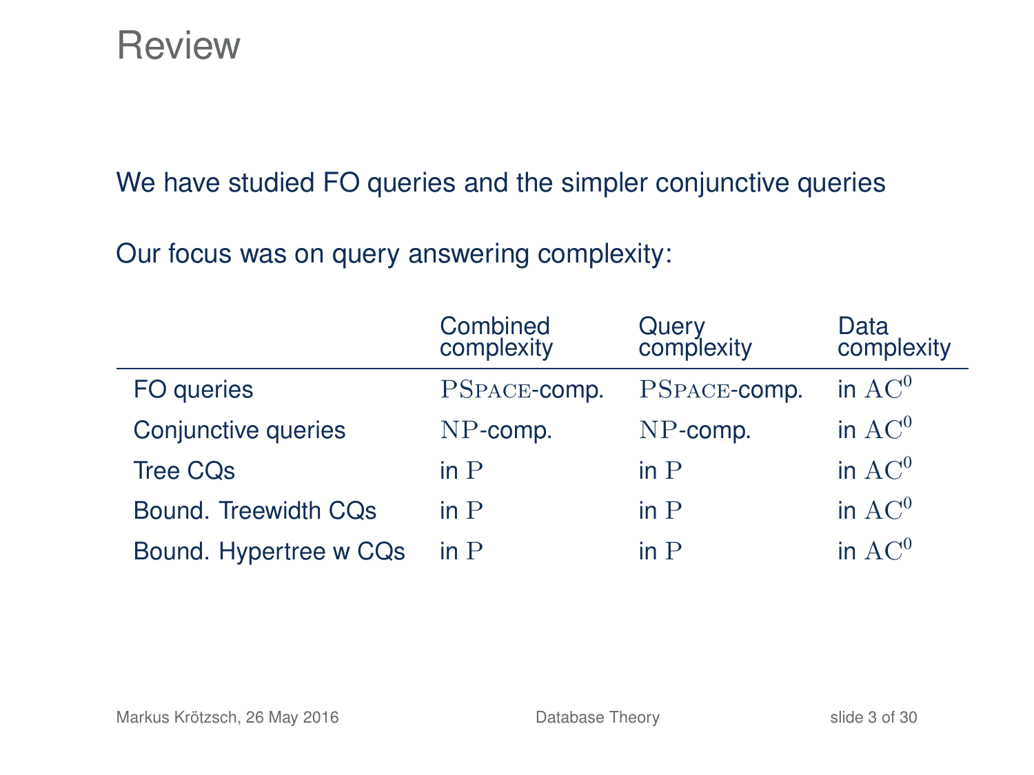# Review

We have studied FO queries and the simpler conjunctive queries

Our focus was on query answering complexity:

| | Combined complexity | Query complexity | Data complexity |
|---|---|---|---|
| FO queries | PSpace-comp. | PSpace-comp. | in $\mathrm{AC}^0$ |
| Conjunctive queries | NP-comp. | NP-comp. | in $\mathrm{AC}^0$ |
| Tree CQs | in P | in P | in $\mathrm{AC}^0$ |
| Bound. Treewidth CQs | in P | in P | in $\mathrm{AC}^0$ |
| Bound. Hypertree w CQs | in P | in P | in $\mathrm{AC}^0$ |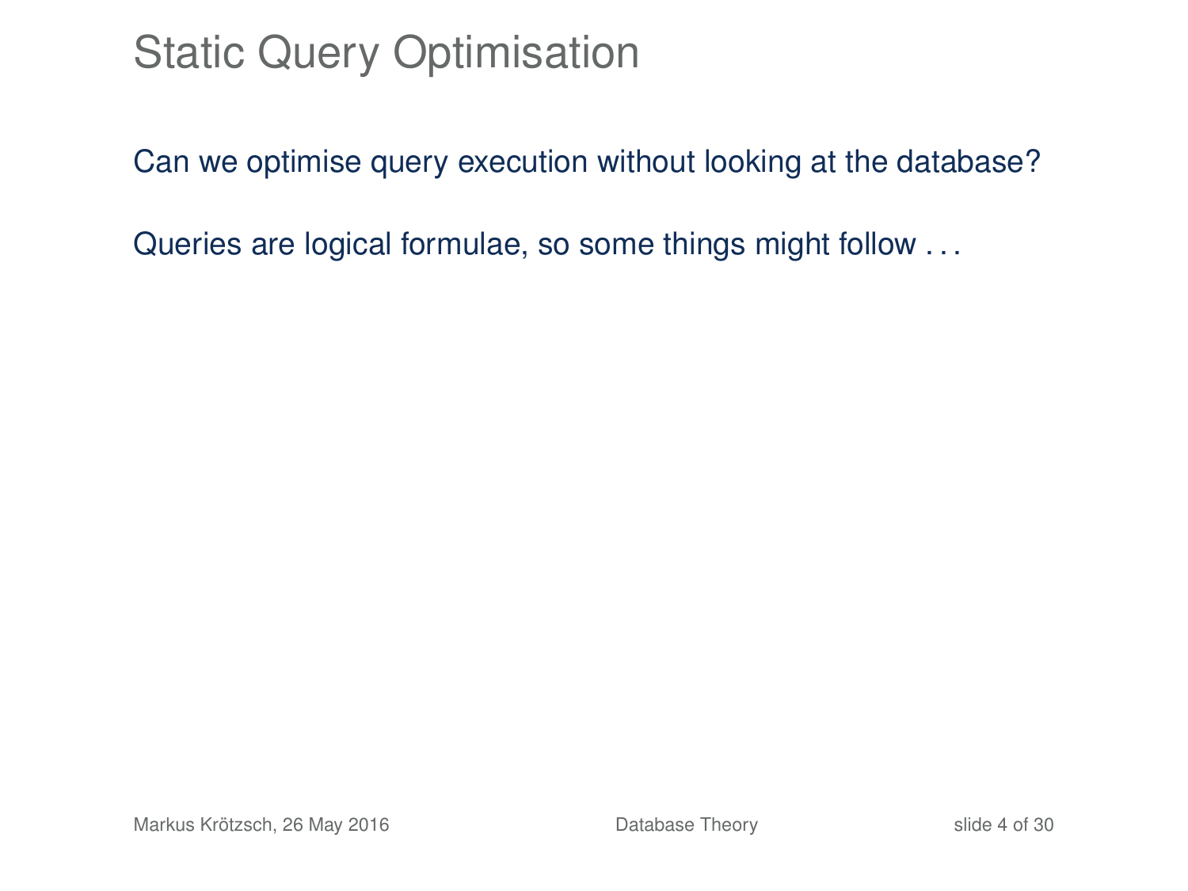# Static Query Optimisation

Can we optimise query execution without looking at the database?

Queries are logical formulae, so some things might follow . . .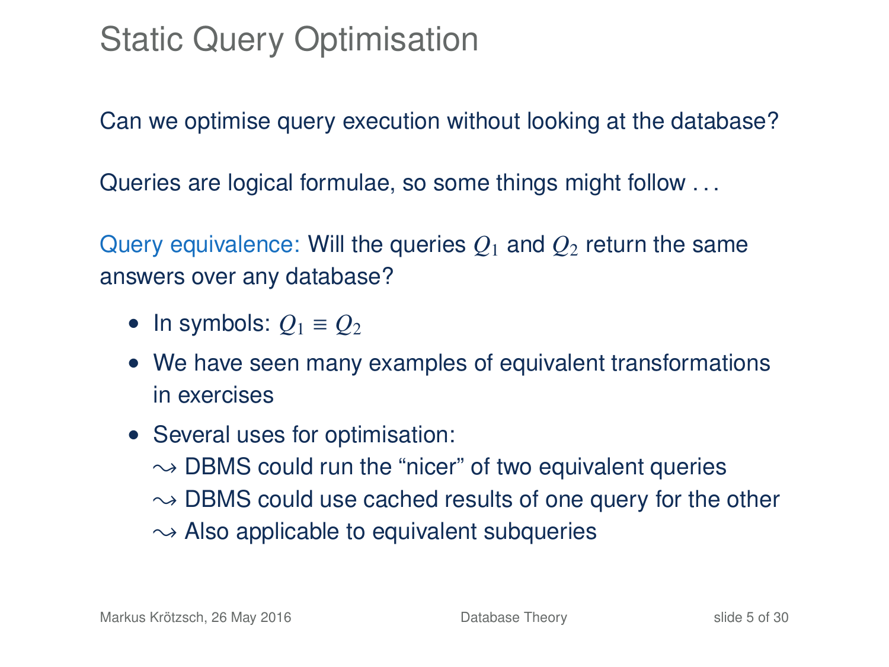# Static Query Optimisation

Can we optimise query execution without looking at the database?

Queries are logical formulae, so some things might follow . . .

Query equivalence: Will the queries $Q_1$ and $Q_2$ return the same answers over any database?

- In symbols: $Q_1 \equiv Q_2$
- We have seen many examples of equivalent transformations in exercises
- Several uses for optimisation:
  $\leadsto$ DBMS could run the "nicer" of two equivalent queries
  $\leadsto$ DBMS could use cached results of one query for the other
  $\leadsto$ Also applicable to equivalent subqueries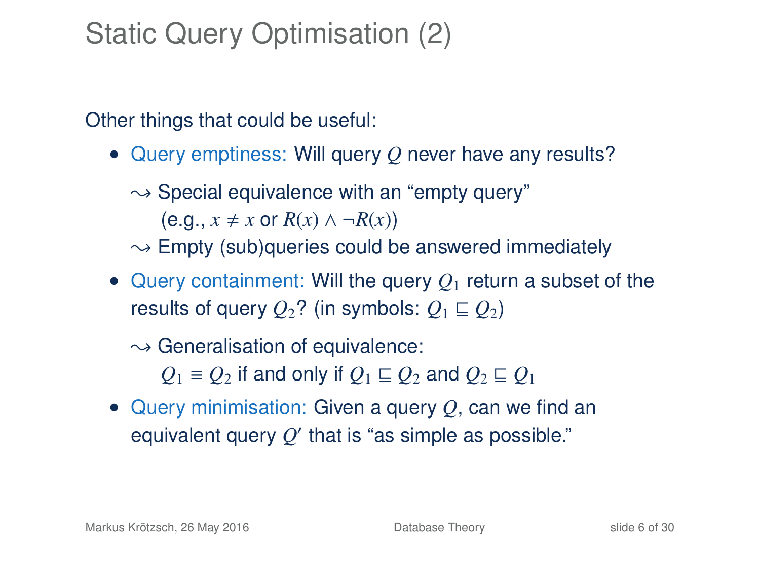# Static Query Optimisation (2)

Other things that could be useful:

- Query emptiness: Will query $Q$ never have any results?

  $\leadsto$ Special equivalence with an "empty query" (e.g., $x \neq x$ or $R(x) \land \neg R(x)$)

  $\leadsto$ Empty (sub)queries could be answered immediately

- Query containment: Will the query $Q_1$ return a subset of the results of query $Q_2$? (in symbols: $Q_1 \sqsubseteq Q_2$)

  $\leadsto$ Generalisation of equivalence: $Q_1 \equiv Q_2$ if and only if $Q_1 \sqsubseteq Q_2$ and $Q_2 \sqsubseteq Q_1$

- Query minimisation: Given a query $Q$, can we find an equivalent query $Q'$ that is "as simple as possible."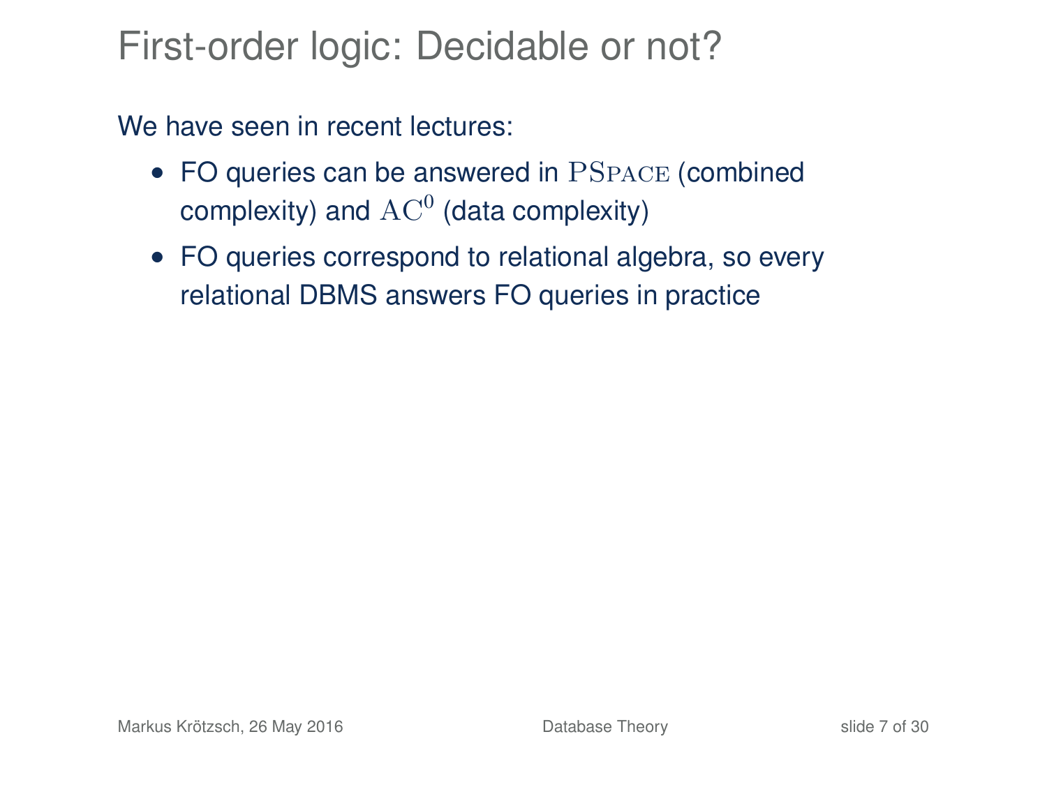# First-order logic: Decidable or not?

We have seen in recent lectures:

- FO queries can be answered in $\text{PS}{\small\text{PACE}}$ (combined complexity) and $\text{AC}^0$ (data complexity)
- FO queries correspond to relational algebra, so every relational DBMS answers FO queries in practice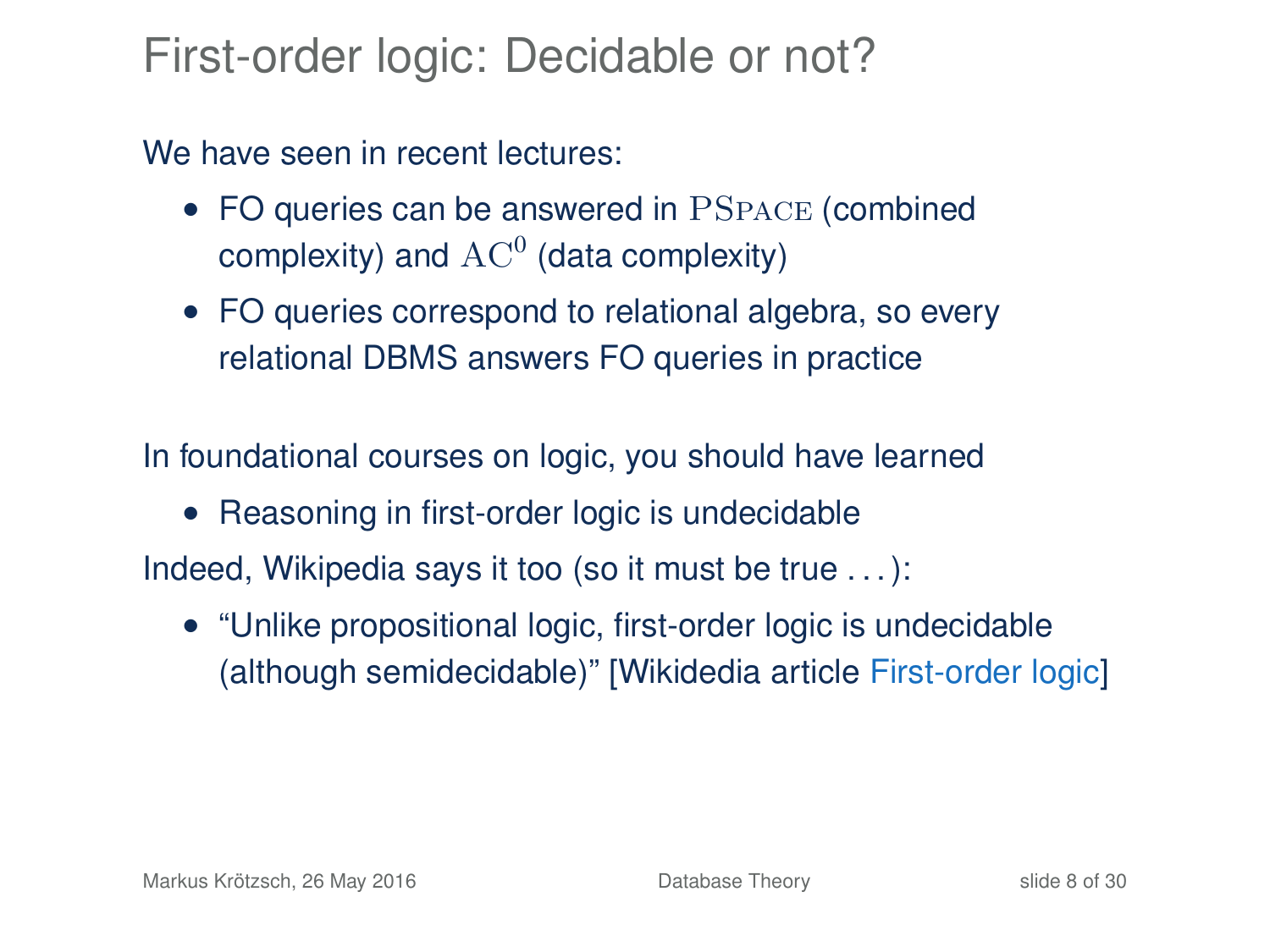# First-order logic: Decidable or not?

We have seen in recent lectures:

- FO queries can be answered in $\text{PS}{\small\text{PACE}}$ (combined complexity) and $\text{AC}^0$ (data complexity)
- FO queries correspond to relational algebra, so every relational DBMS answers FO queries in practice

In foundational courses on logic, you should have learned

- Reasoning in first-order logic is undecidable

Indeed, Wikipedia says it too (so it must be true . . . ):

- "Unlike propositional logic, first-order logic is undecidable (although semidecidable)" [Wikidedia article First-order logic]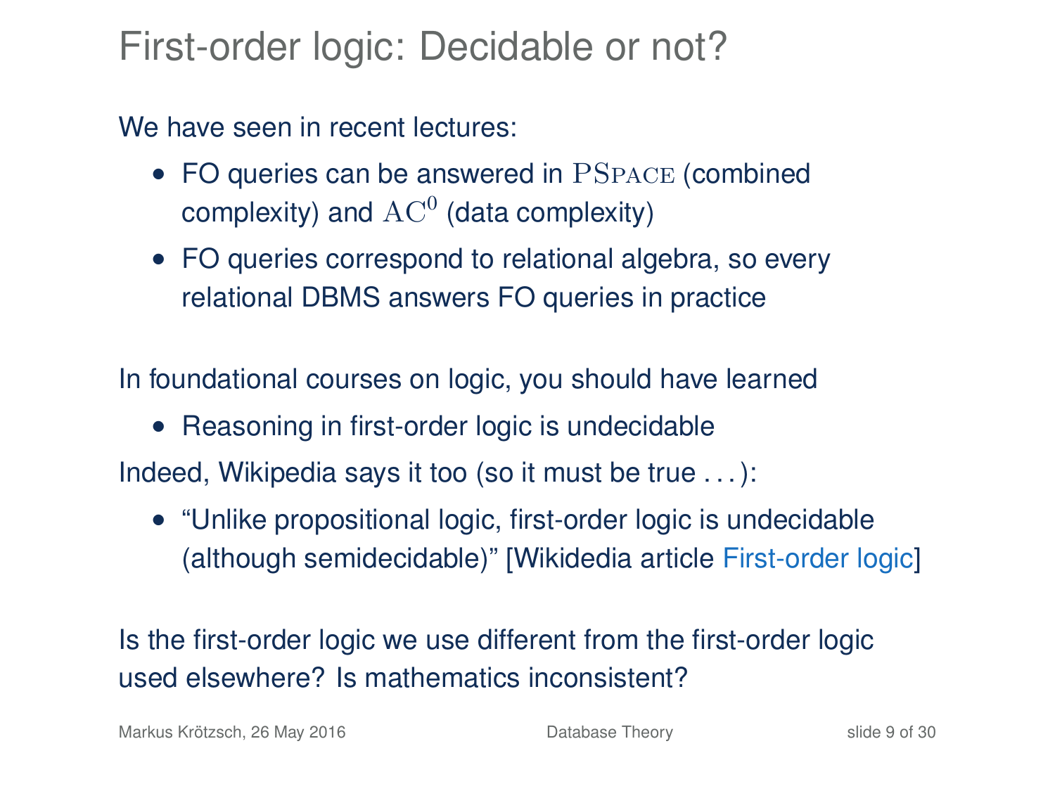# First-order logic: Decidable or not?

We have seen in recent lectures:

- FO queries can be answered in $\text{PS}\textsc{pace}$ (combined complexity) and $\text{AC}^0$ (data complexity)
- FO queries correspond to relational algebra, so every relational DBMS answers FO queries in practice

In foundational courses on logic, you should have learned

- Reasoning in first-order logic is undecidable

Indeed, Wikipedia says it too (so it must be true . . . ):

- "Unlike propositional logic, first-order logic is undecidable (although semidecidable)" [Wikidedia article First-order logic]

Is the first-order logic we use different from the first-order logic used elsewhere? Is mathematics inconsistent?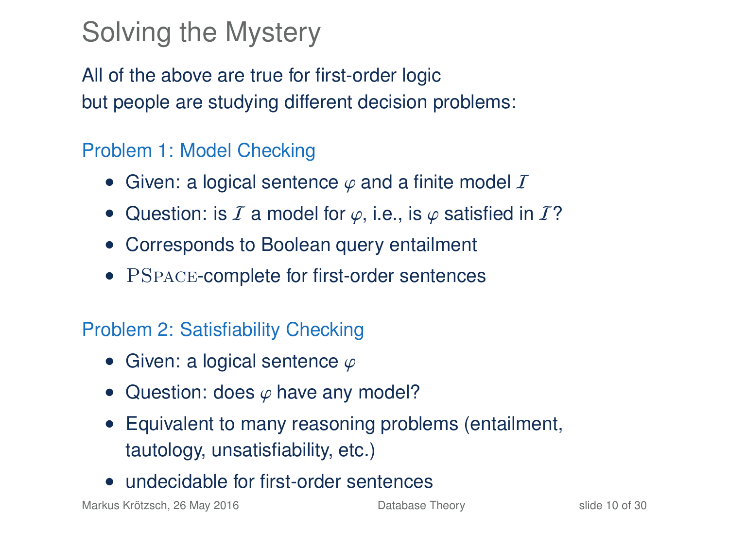# Solving the Mystery

All of the above are true for first-order logic
but people are studying different decision problems:

### Problem 1: Model Checking

- Given: a logical sentence $\varphi$ and a finite model $\mathcal{I}$
- Question: is $\mathcal{I}$ a model for $\varphi$, i.e., is $\varphi$ satisfied in $\mathcal{I}$?
- Corresponds to Boolean query entailment
- PSpace-complete for first-order sentences

### Problem 2: Satisfiability Checking

- Given: a logical sentence $\varphi$
- Question: does $\varphi$ have any model?
- Equivalent to many reasoning problems (entailment, tautology, unsatisfiability, etc.)
- undecidable for first-order sentences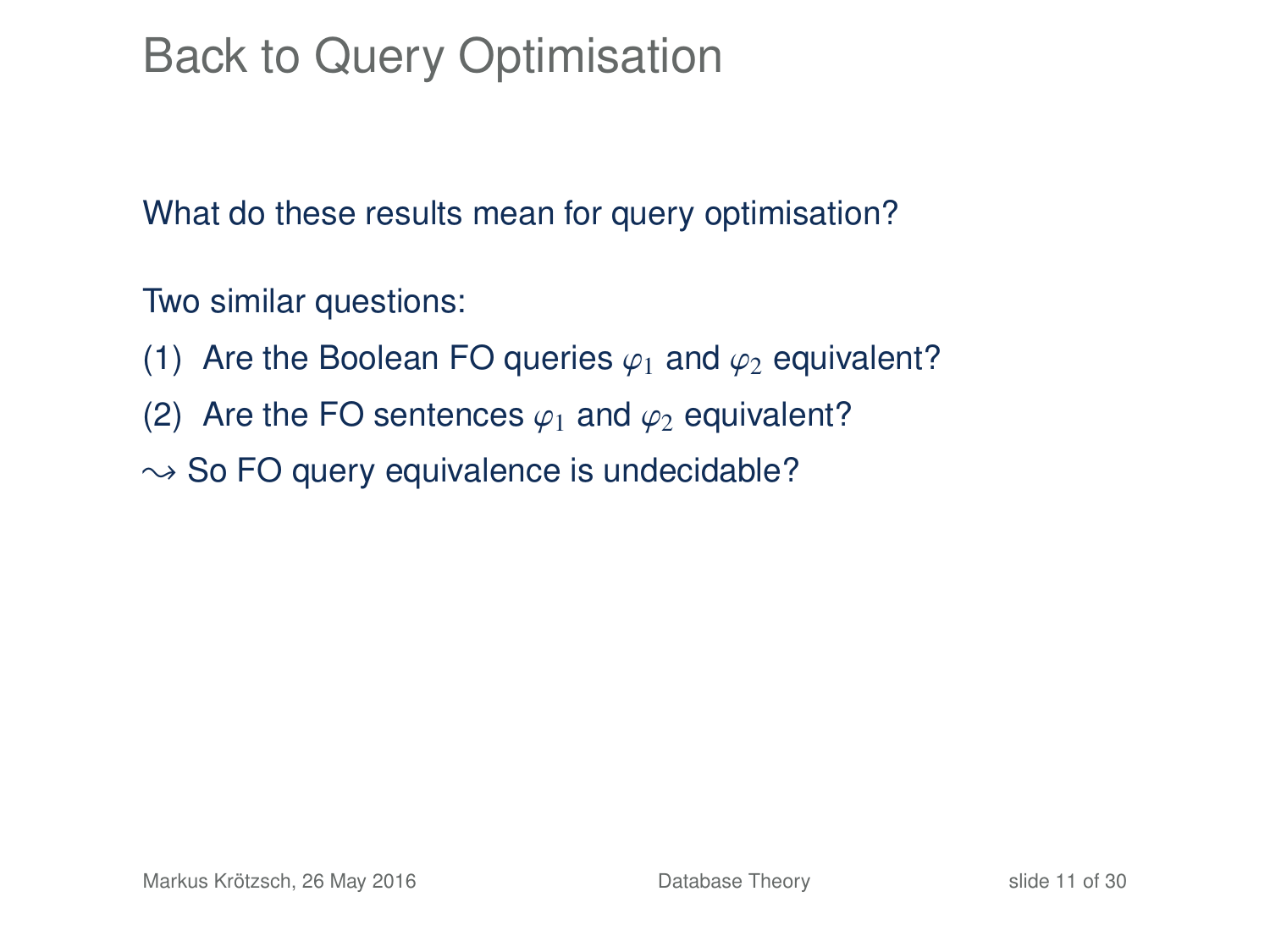# Back to Query Optimisation

What do these results mean for query optimisation?

Two similar questions:

(1) Are the Boolean FO queries $\varphi_1$ and $\varphi_2$ equivalent?

(2) Are the FO sentences $\varphi_1$ and $\varphi_2$ equivalent?

$\leadsto$ So FO query equivalence is undecidable?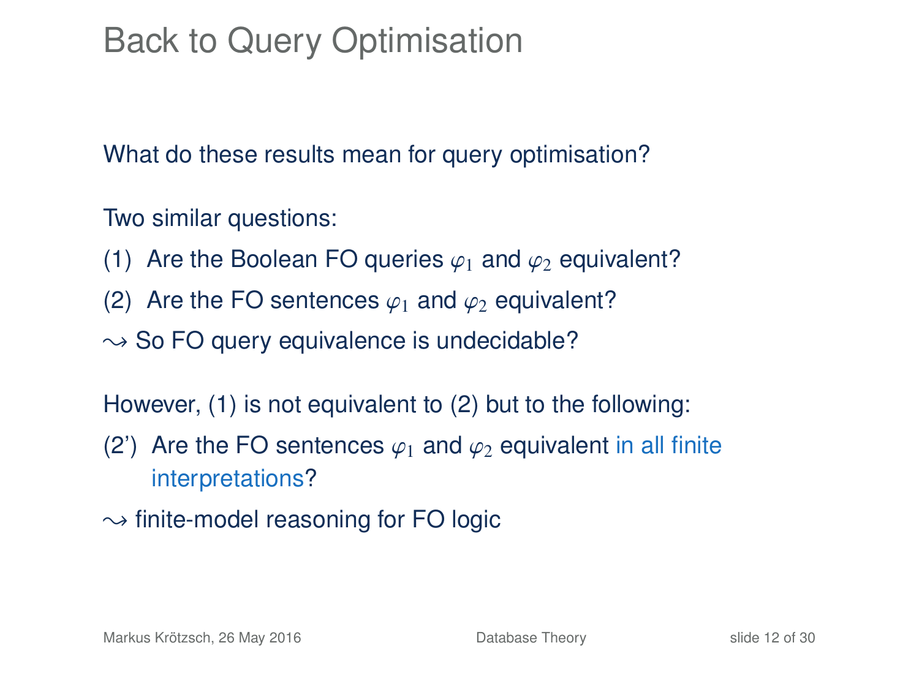# Back to Query Optimisation

What do these results mean for query optimisation?

Two similar questions:

(1) Are the Boolean FO queries $\varphi_1$ and $\varphi_2$ equivalent?

(2) Are the FO sentences $\varphi_1$ and $\varphi_2$ equivalent?

$\leadsto$ So FO query equivalence is undecidable?

However, (1) is not equivalent to (2) but to the following:

(2') Are the FO sentences $\varphi_1$ and $\varphi_2$ equivalent in all finite interpretations?

$\leadsto$ finite-model reasoning for FO logic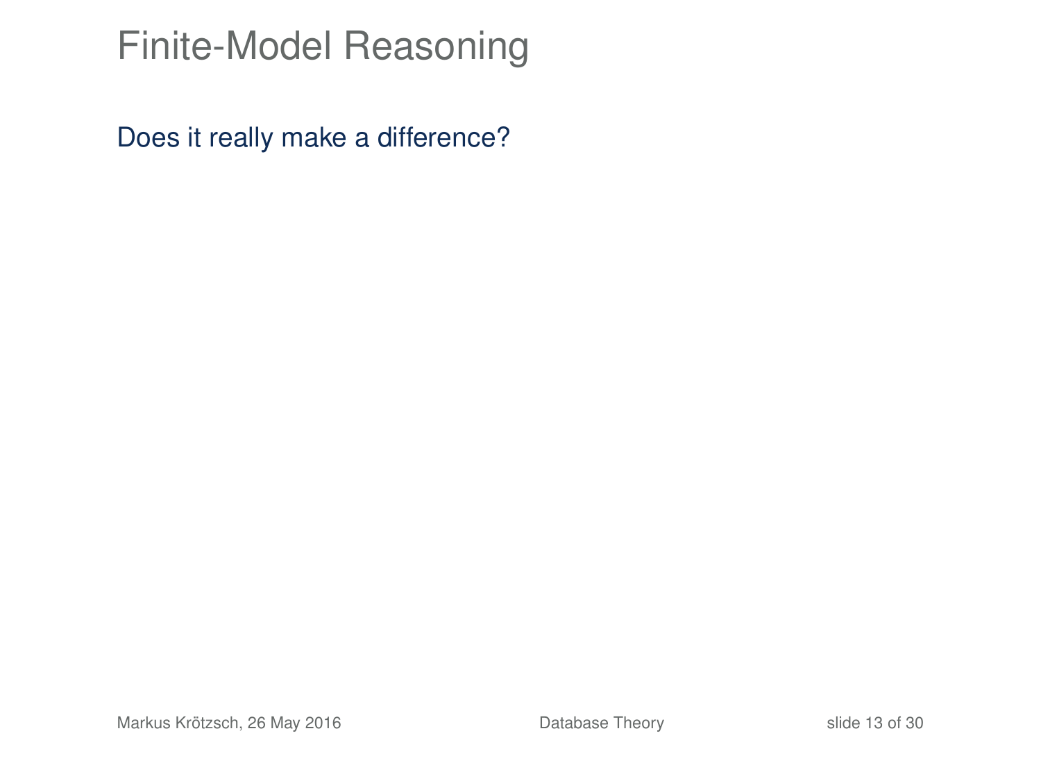# Finite-Model Reasoning

Does it really make a difference?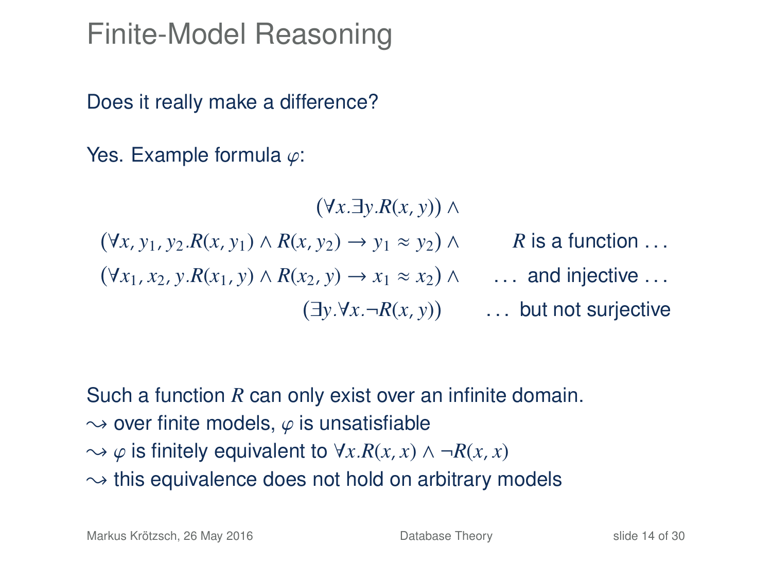# Finite-Model Reasoning

Does it really make a difference?

Yes. Example formula $\varphi$:

$$
\begin{array}{rl}
(\forall x.\exists y.R(x,y)) \land & \\
(\forall x, y_1, y_2.R(x,y_1) \land R(x,y_2) \to y_1 \approx y_2) \land & R \text{ is a function} \ldots \\
(\forall x_1, x_2, y.R(x_1,y) \land R(x_2,y) \to x_1 \approx x_2) \land & \ldots \text{ and injective} \ldots \\
(\exists y.\forall x.\neg R(x,y)) & \ldots \text{ but not surjective}
\end{array}
$$

Such a function $R$ can only exist over an infinite domain.

$\leadsto$ over finite models, $\varphi$ is unsatisfiable

$\leadsto$ $\varphi$ is finitely equivalent to $\forall x.R(x,x) \land \neg R(x,x)$

$\leadsto$ this equivalence does not hold on arbitrary models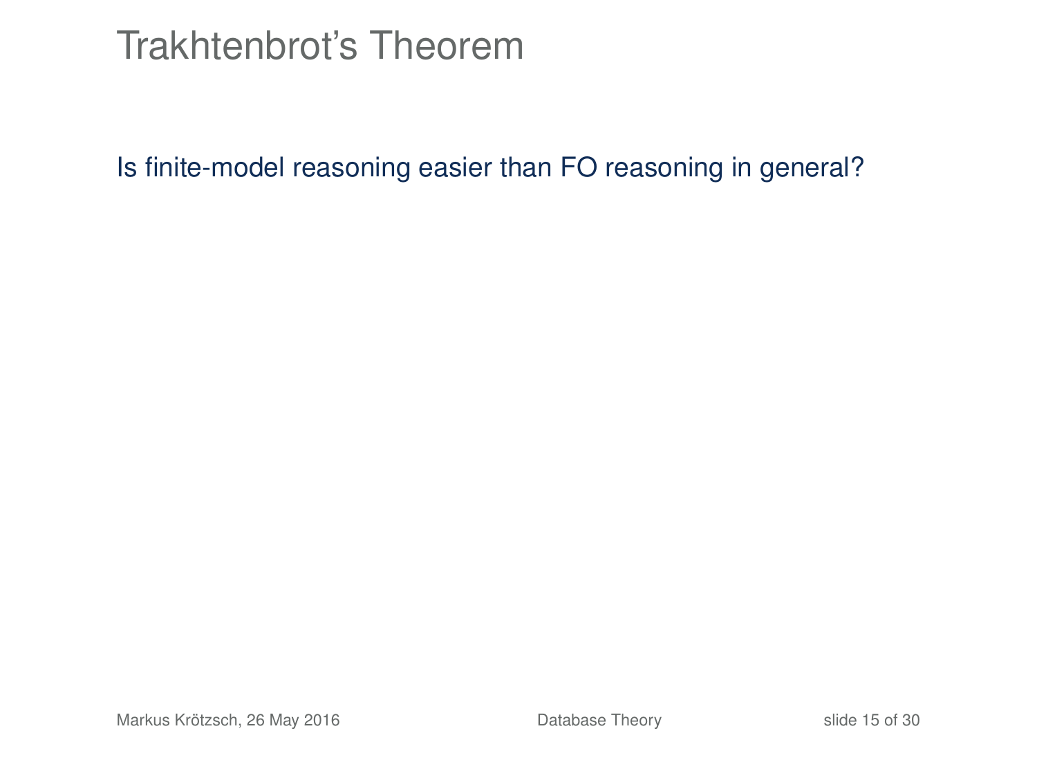# Trakhtenbrot's Theorem

Is finite-model reasoning easier than FO reasoning in general?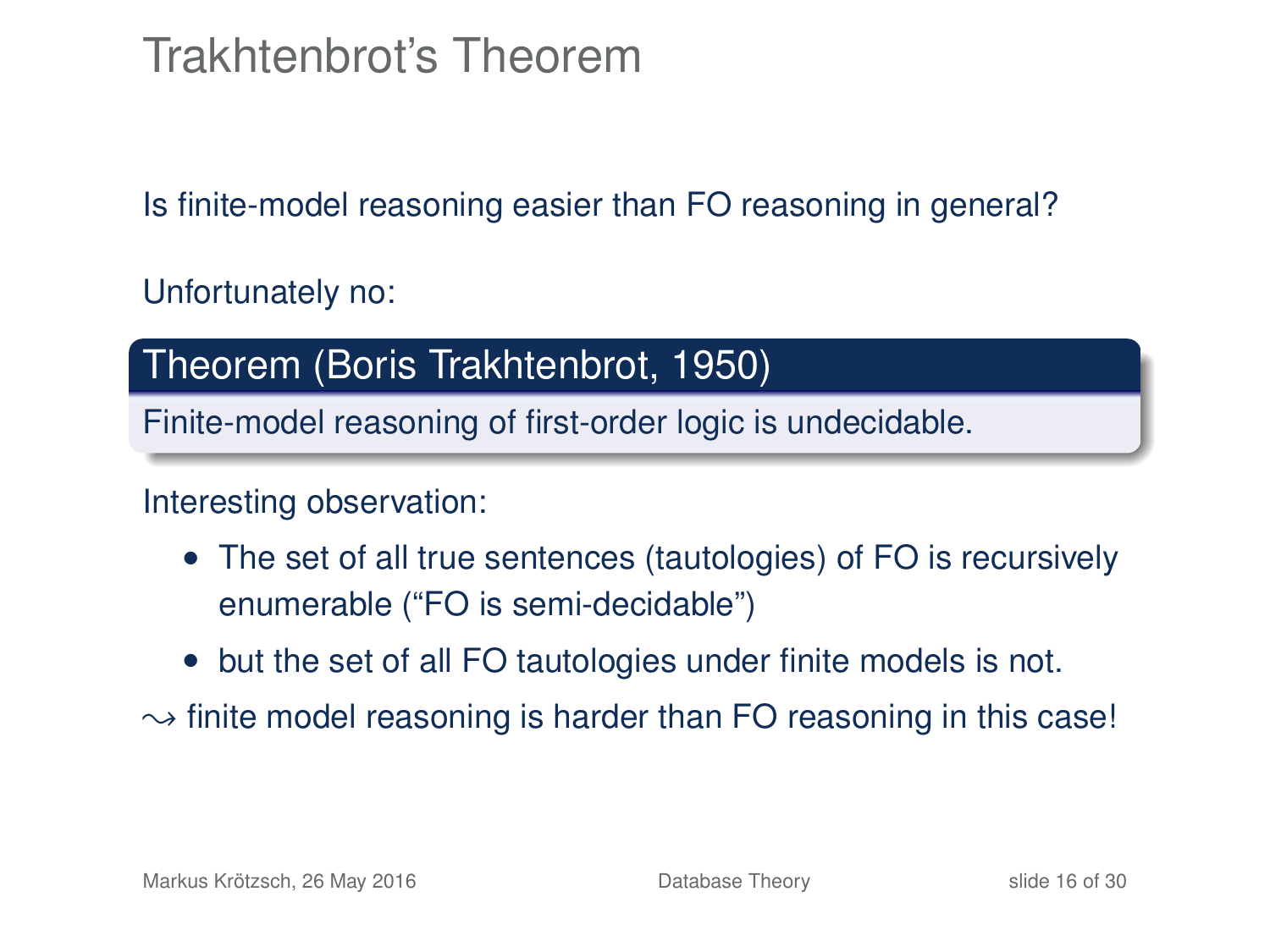# Trakhtenbrot's Theorem

Is finite-model reasoning easier than FO reasoning in general?

Unfortunately no:

**Theorem (Boris Trakhtenbrot, 1950)**

Finite-model reasoning of first-order logic is undecidable.

Interesting observation:

- The set of all true sentences (tautologies) of FO is recursively enumerable ("FO is semi-decidable")
- but the set of all FO tautologies under finite models is not.

$\leadsto$ finite model reasoning is harder than FO reasoning in this case!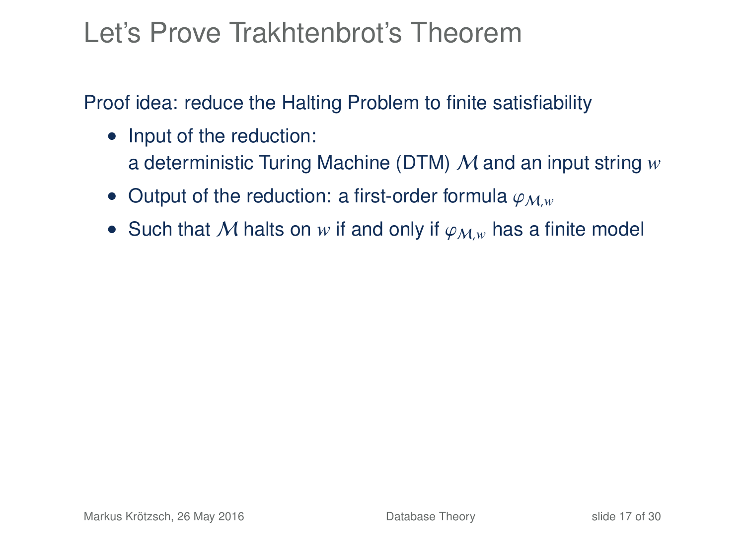# Let's Prove Trakhtenbrot's Theorem

Proof idea: reduce the Halting Problem to finite satisfiability

- Input of the reduction:
  a deterministic Turing Machine (DTM) $\mathcal{M}$ and an input string $w$
- Output of the reduction: a first-order formula $\varphi_{\mathcal{M},w}$
- Such that $\mathcal{M}$ halts on $w$ if and only if $\varphi_{\mathcal{M},w}$ has a finite model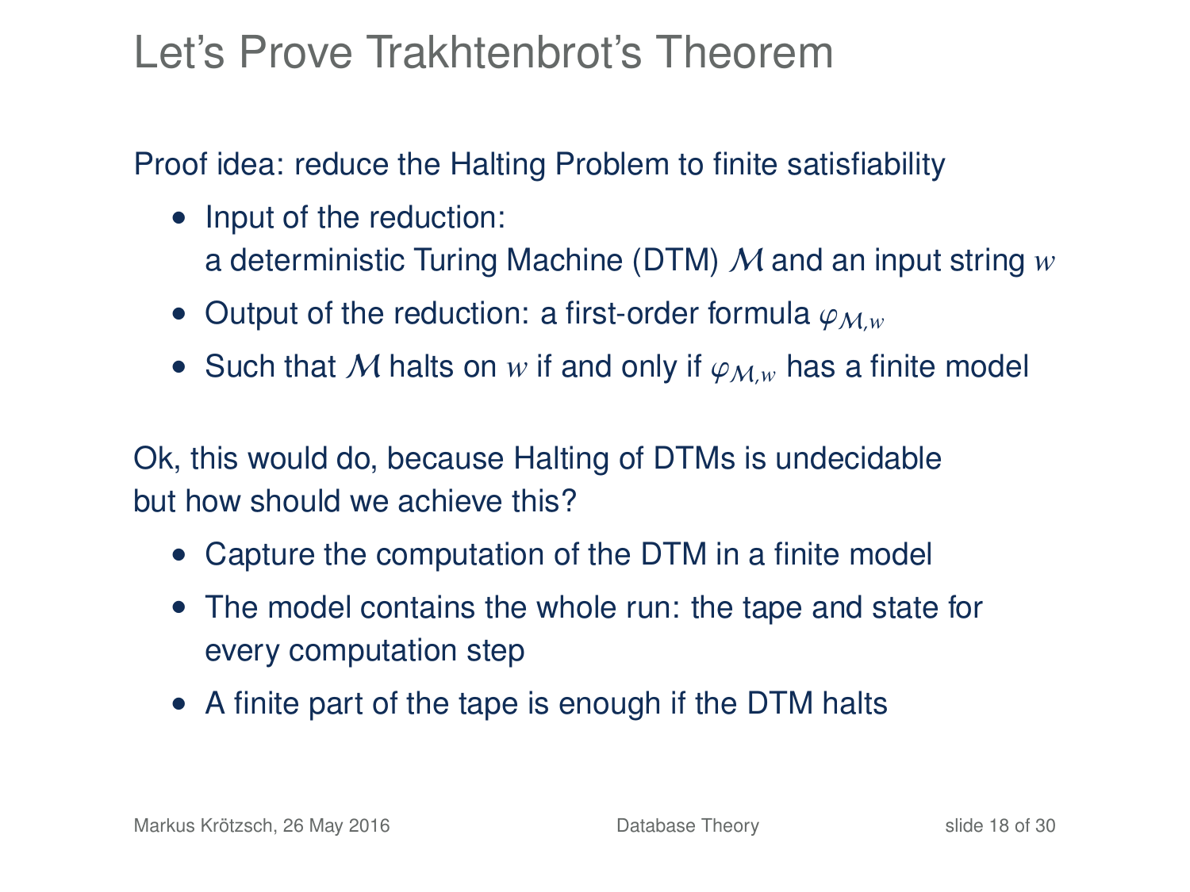# Let's Prove Trakhtenbrot's Theorem

Proof idea: reduce the Halting Problem to finite satisfiability

- Input of the reduction:
  a deterministic Turing Machine (DTM) $\mathcal{M}$ and an input string $w$
- Output of the reduction: a first-order formula $\varphi_{\mathcal{M},w}$
- Such that $\mathcal{M}$ halts on $w$ if and only if $\varphi_{\mathcal{M},w}$ has a finite model

Ok, this would do, because Halting of DTMs is undecidable
but how should we achieve this?

- Capture the computation of the DTM in a finite model
- The model contains the whole run: the tape and state for every computation step
- A finite part of the tape is enough if the DTM halts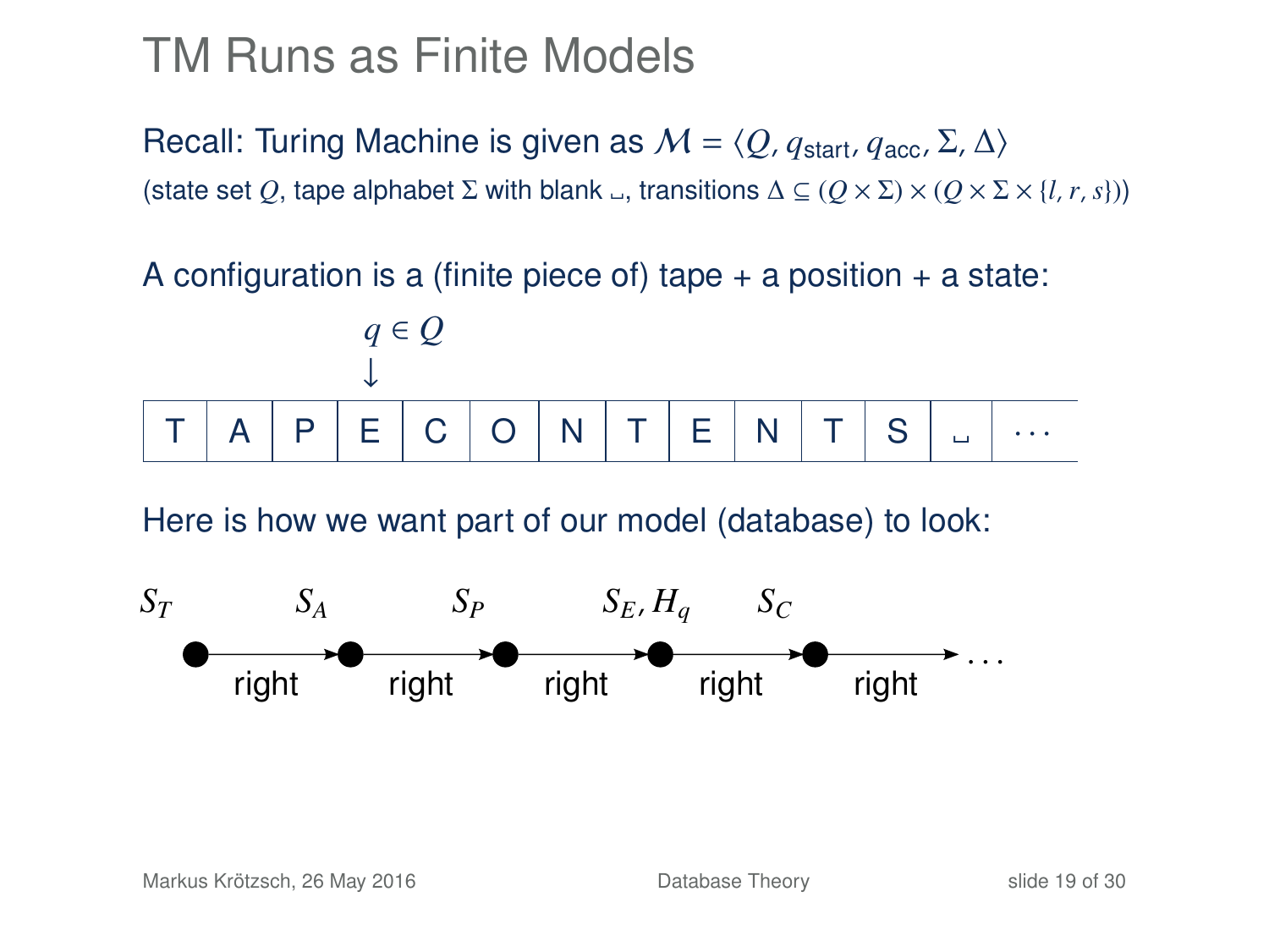# TM Runs as Finite Models

Recall: Turing Machine is given as $\mathcal{M} = \langle Q, q_{\text{start}}, q_{\text{acc}}, \Sigma, \Delta\rangle$

(state set $Q$, tape alphabet $\Sigma$ with blank $\llcorner\!\lrcorner$, transitions $\Delta \subseteq (Q \times \Sigma) \times (Q \times \Sigma \times \{l, r, s\})$)

A configuration is a (finite piece of) tape + a position + a state:

$q \in Q$
↓

| T | A | P | E | C | O | N | T | E | N | T | S | ␣ | ··· |
|---|---|---|---|---|---|---|---|---|---|---|---|---|---|

Here is how we want part of our model (database) to look:

$S_T$ —right→ $S_A$ —right→ $S_P$ —right→ $S_E, H_q$ —right→ $S_C$ —right→ ...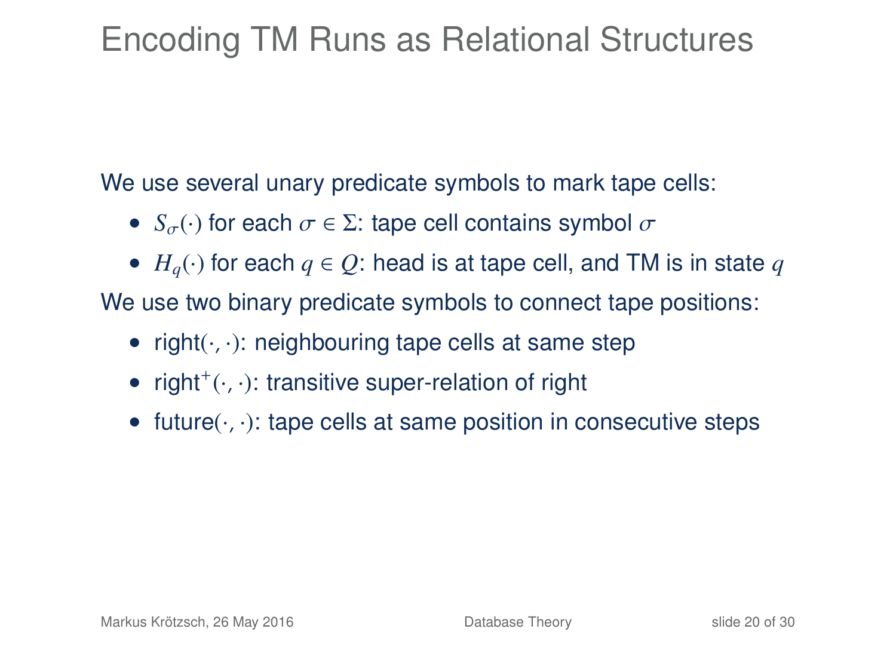# Encoding TM Runs as Relational Structures

We use several unary predicate symbols to mark tape cells:

- $S_\sigma(\cdot)$ for each $\sigma \in \Sigma$: tape cell contains symbol $\sigma$
- $H_q(\cdot)$ for each $q \in Q$: head is at tape cell, and TM is in state $q$

We use two binary predicate symbols to connect tape positions:

- $\mathsf{right}(\cdot, \cdot)$: neighbouring tape cells at same step
- $\mathsf{right}^+(\cdot, \cdot)$: transitive super-relation of right
- $\mathsf{future}(\cdot, \cdot)$: tape cells at same position in consecutive steps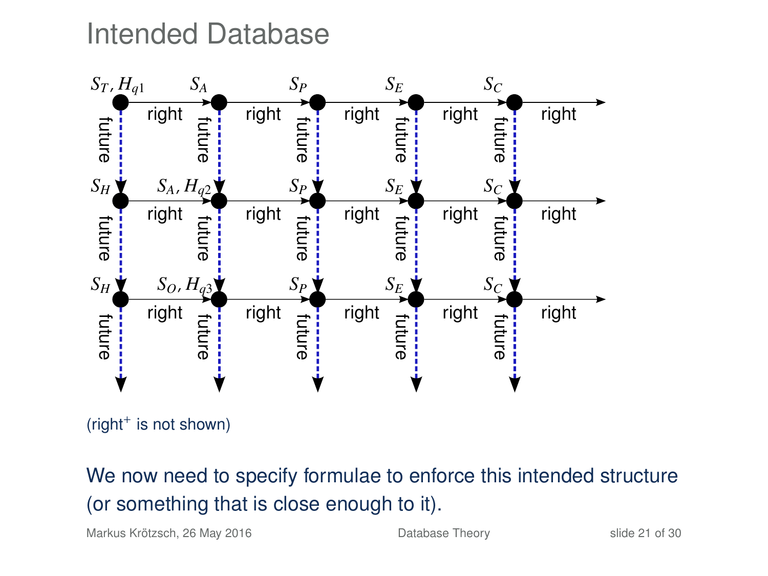# Intended Database

(right$^+$ is not shown)

We now need to specify formulae to enforce this intended structure (or something that is close enough to it).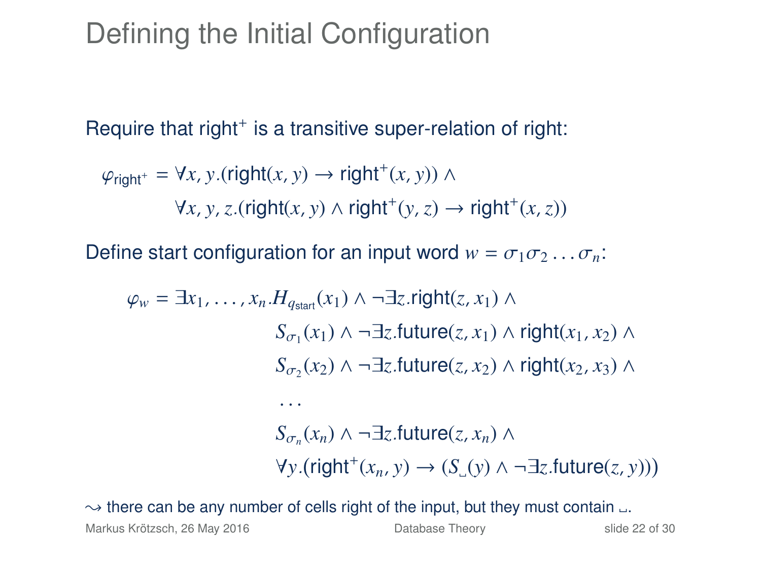# Defining the Initial Configuration

Require that right$^+$ is a transitive super-relation of right:

$$
\begin{aligned}
\varphi_{\mathsf{right}^+} = \; & \forall x, y.(\mathsf{right}(x, y) \rightarrow \mathsf{right}^+(x, y)) \wedge \\
& \forall x, y, z.(\mathsf{right}(x, y) \wedge \mathsf{right}^+(y, z) \rightarrow \mathsf{right}^+(x, z))
\end{aligned}
$$

Define start configuration for an input word $w = \sigma_1 \sigma_2 \ldots \sigma_n$:

$$
\begin{aligned}
\varphi_w = \exists x_1, \ldots, x_n. H_{q_{\mathsf{start}}}(x_1) \wedge \neg \exists z.\mathsf{right}(z, x_1) \wedge \; & \\
& S_{\sigma_1}(x_1) \wedge \neg \exists z.\mathsf{future}(z, x_1) \wedge \mathsf{right}(x_1, x_2) \wedge \\
& S_{\sigma_2}(x_2) \wedge \neg \exists z.\mathsf{future}(z, x_2) \wedge \mathsf{right}(x_2, x_3) \wedge \\
& \ldots \\
& S_{\sigma_n}(x_n) \wedge \neg \exists z.\mathsf{future}(z, x_n) \wedge \\
& \forall y.(\mathsf{right}^+(x_n, y) \rightarrow (S_{\llcorner\!\lrcorner}(y) \wedge \neg \exists z.\mathsf{future}(z, y)))
\end{aligned}
$$

$\leadsto$ there can be any number of cells right of the input, but they must contain ␣.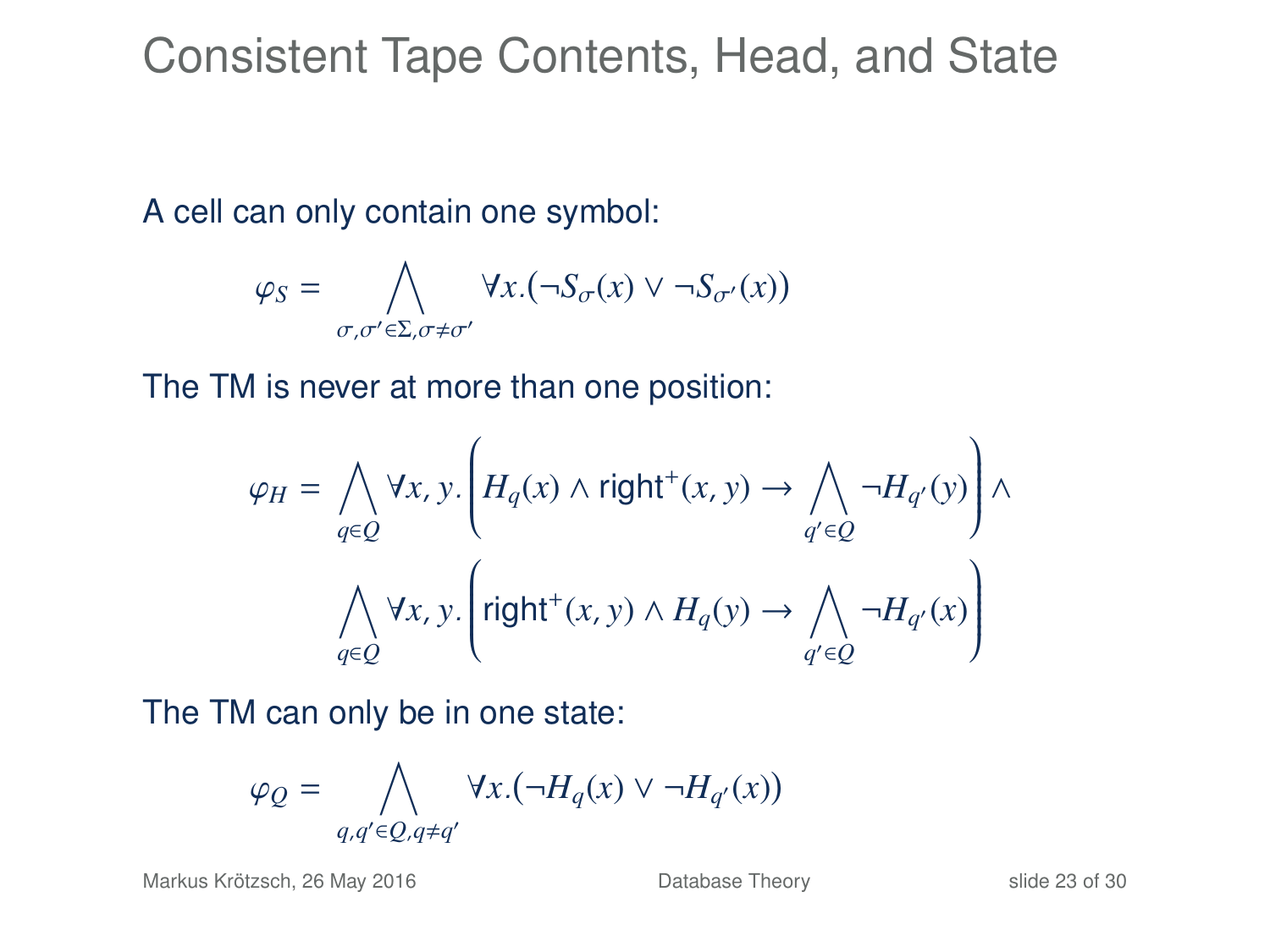# Consistent Tape Contents, Head, and State

A cell can only contain one symbol:

$$\varphi_S = \bigwedge_{\sigma,\sigma' \in \Sigma, \sigma \neq \sigma'} \forall x.(\neg S_\sigma(x) \vee \neg S_{\sigma'}(x))$$

The TM is never at more than one position:

$$\varphi_H = \bigwedge_{q \in Q} \forall x, y. \left( H_q(x) \wedge \mathsf{right}^+(x, y) \to \bigwedge_{q' \in Q} \neg H_{q'}(y) \right) \wedge$$

$$\bigwedge_{q \in Q} \forall x, y. \left( \mathsf{right}^+(x, y) \wedge H_q(y) \to \bigwedge_{q' \in Q} \neg H_{q'}(x) \right)$$

The TM can only be in one state:

$$\varphi_Q = \bigwedge_{q,q' \in Q, q \neq q'} \forall x.(\neg H_q(x) \vee \neg H_{q'}(x))$$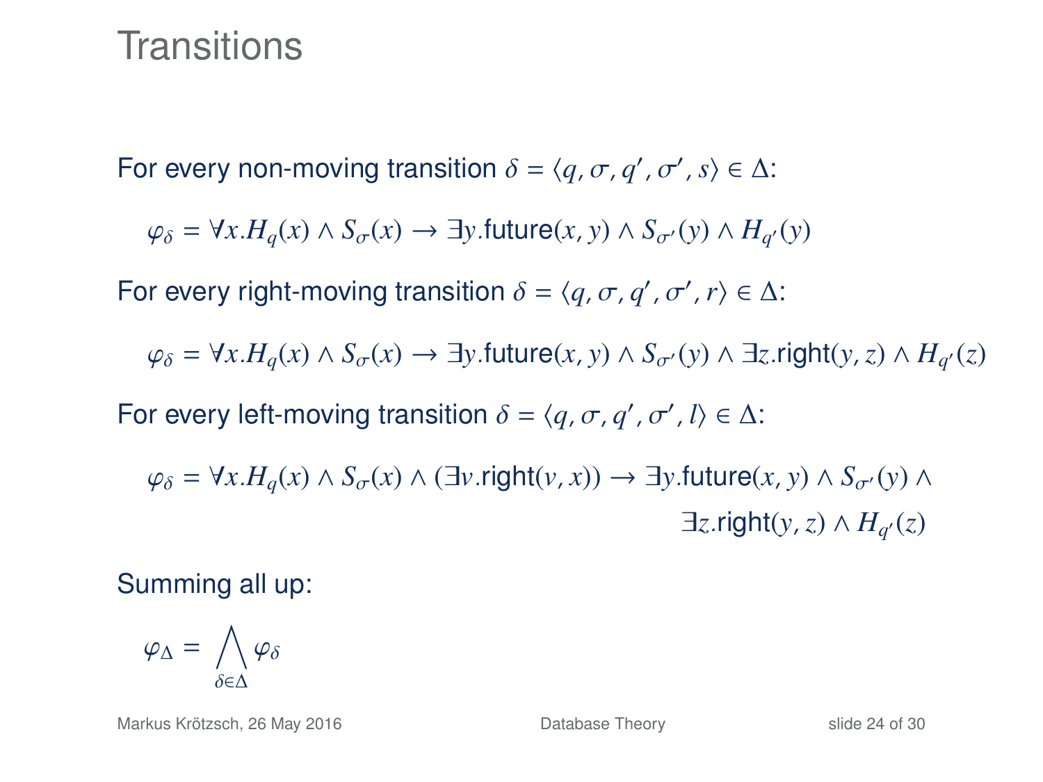# Transitions

For every non-moving transition $\delta = \langle q, \sigma, q', \sigma', s \rangle \in \Delta$:

$$\varphi_\delta = \forall x. H_q(x) \wedge S_\sigma(x) \rightarrow \exists y.\text{future}(x, y) \wedge S_{\sigma'}(y) \wedge H_{q'}(y)$$

For every right-moving transition $\delta = \langle q, \sigma, q', \sigma', r \rangle \in \Delta$:

$$\varphi_\delta = \forall x. H_q(x) \wedge S_\sigma(x) \rightarrow \exists y.\text{future}(x, y) \wedge S_{\sigma'}(y) \wedge \exists z.\text{right}(y, z) \wedge H_{q'}(z)$$

For every left-moving transition $\delta = \langle q, \sigma, q', \sigma', l \rangle \in \Delta$:

$$\varphi_\delta = \forall x. H_q(x) \wedge S_\sigma(x) \wedge (\exists v.\text{right}(v, x)) \rightarrow \exists y.\text{future}(x, y) \wedge S_{\sigma'}(y) \wedge \exists z.\text{right}(y, z) \wedge H_{q'}(z)$$

Summing all up:

$$\varphi_\Delta = \bigwedge_{\delta \in \Delta} \varphi_\delta$$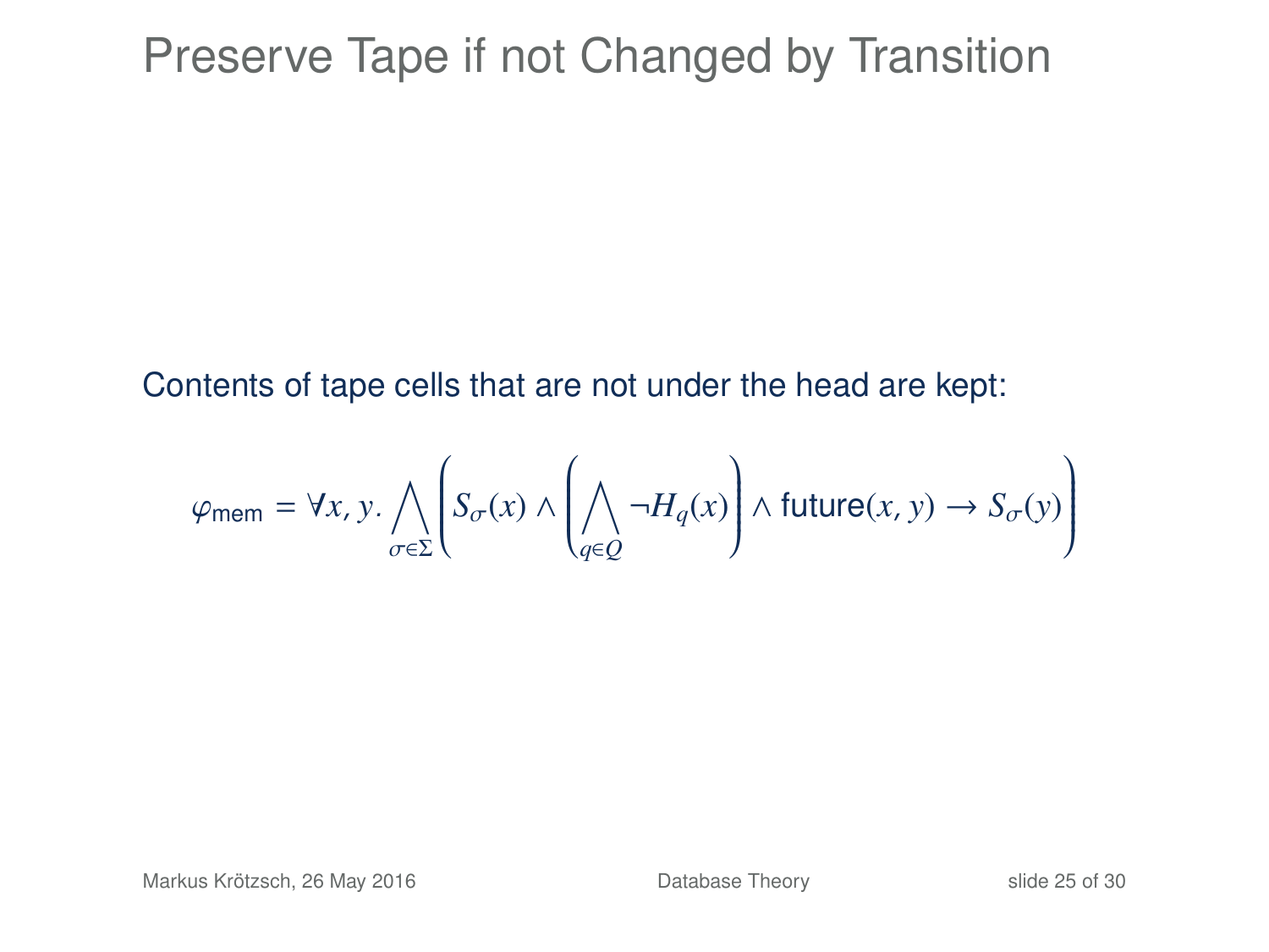# Preserve Tape if not Changed by Transition

Contents of tape cells that are not under the head are kept:

$$\varphi_{\mathsf{mem}} = \forall x, y. \bigwedge_{\sigma \in \Sigma} \left( S_\sigma(x) \wedge \left( \bigwedge_{q \in Q} \neg H_q(x) \right) \wedge \mathsf{future}(x, y) \to S_\sigma(y) \right)$$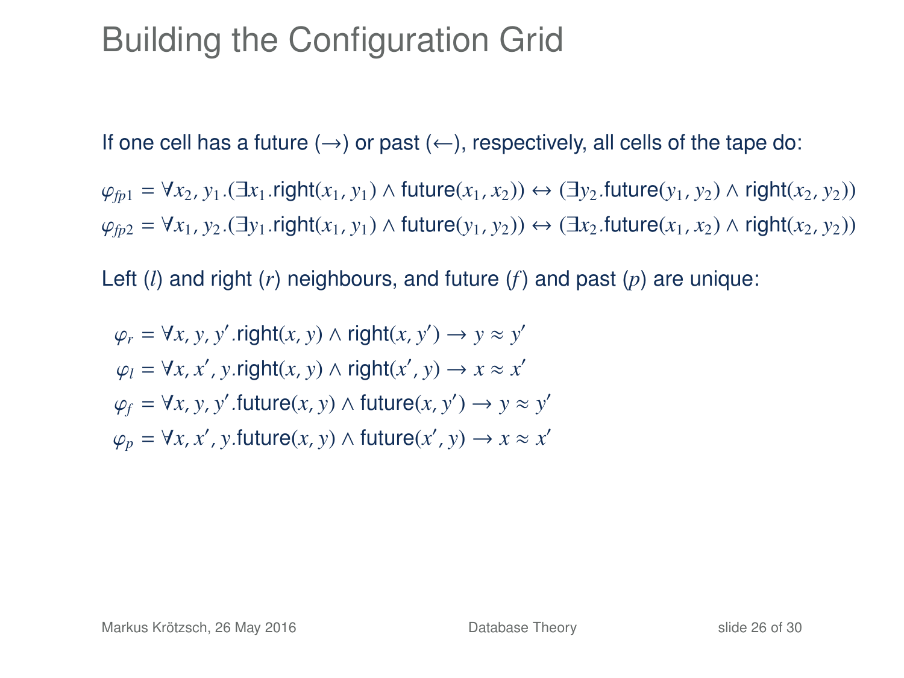# Building the Configuration Grid

If one cell has a future ($\rightarrow$) or past ($\leftarrow$), respectively, all cells of the tape do:

$$\varphi_{fp1} = \forall x_2, y_1.(\exists x_1.\mathsf{right}(x_1, y_1) \wedge \mathsf{future}(x_1, x_2)) \leftrightarrow (\exists y_2.\mathsf{future}(y_1, y_2) \wedge \mathsf{right}(x_2, y_2))$$

$$\varphi_{fp2} = \forall x_1, y_2.(\exists y_1.\mathsf{right}(x_1, y_1) \wedge \mathsf{future}(y_1, y_2)) \leftrightarrow (\exists x_2.\mathsf{future}(x_1, x_2) \wedge \mathsf{right}(x_2, y_2))$$

Left ($l$) and right ($r$) neighbours, and future ($f$) and past ($p$) are unique:

$$\varphi_r = \forall x, y, y'.\mathsf{right}(x, y) \wedge \mathsf{right}(x, y') \rightarrow y \approx y'$$

$$\varphi_l = \forall x, x', y.\mathsf{right}(x, y) \wedge \mathsf{right}(x', y) \rightarrow x \approx x'$$

$$\varphi_f = \forall x, y, y'.\mathsf{future}(x, y) \wedge \mathsf{future}(x, y') \rightarrow y \approx y'$$

$$\varphi_p = \forall x, x', y.\mathsf{future}(x, y) \wedge \mathsf{future}(x', y) \rightarrow x \approx x'$$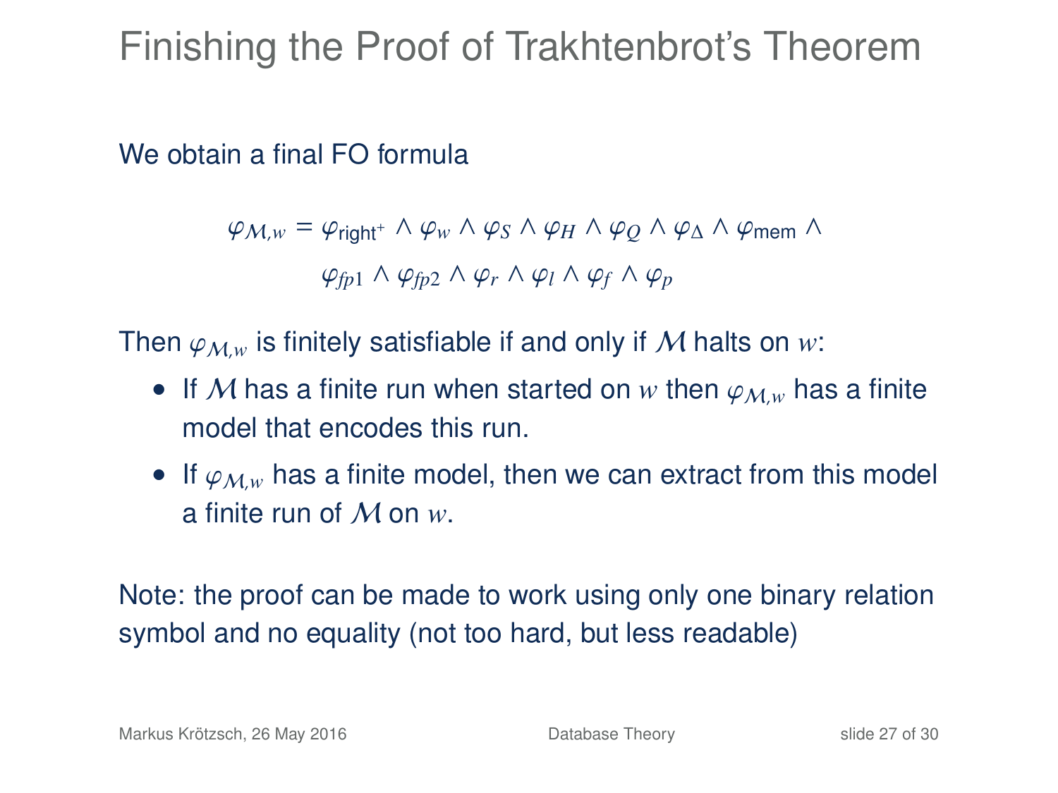# Finishing the Proof of Trakhtenbrot's Theorem

We obtain a final FO formula

$$\varphi_{\mathcal{M},w} = \varphi_{\text{right}^+} \wedge \varphi_w \wedge \varphi_S \wedge \varphi_H \wedge \varphi_Q \wedge \varphi_\Delta \wedge \varphi_{\text{mem}} \wedge$$
$$\varphi_{fp1} \wedge \varphi_{fp2} \wedge \varphi_r \wedge \varphi_l \wedge \varphi_f \wedge \varphi_p$$

Then $\varphi_{\mathcal{M},w}$ is finitely satisfiable if and only if $\mathcal{M}$ halts on $w$:

- If $\mathcal{M}$ has a finite run when started on $w$ then $\varphi_{\mathcal{M},w}$ has a finite model that encodes this run.
- If $\varphi_{\mathcal{M},w}$ has a finite model, then we can extract from this model a finite run of $\mathcal{M}$ on $w$.

Note: the proof can be made to work using only one binary relation symbol and no equality (not too hard, but less readable)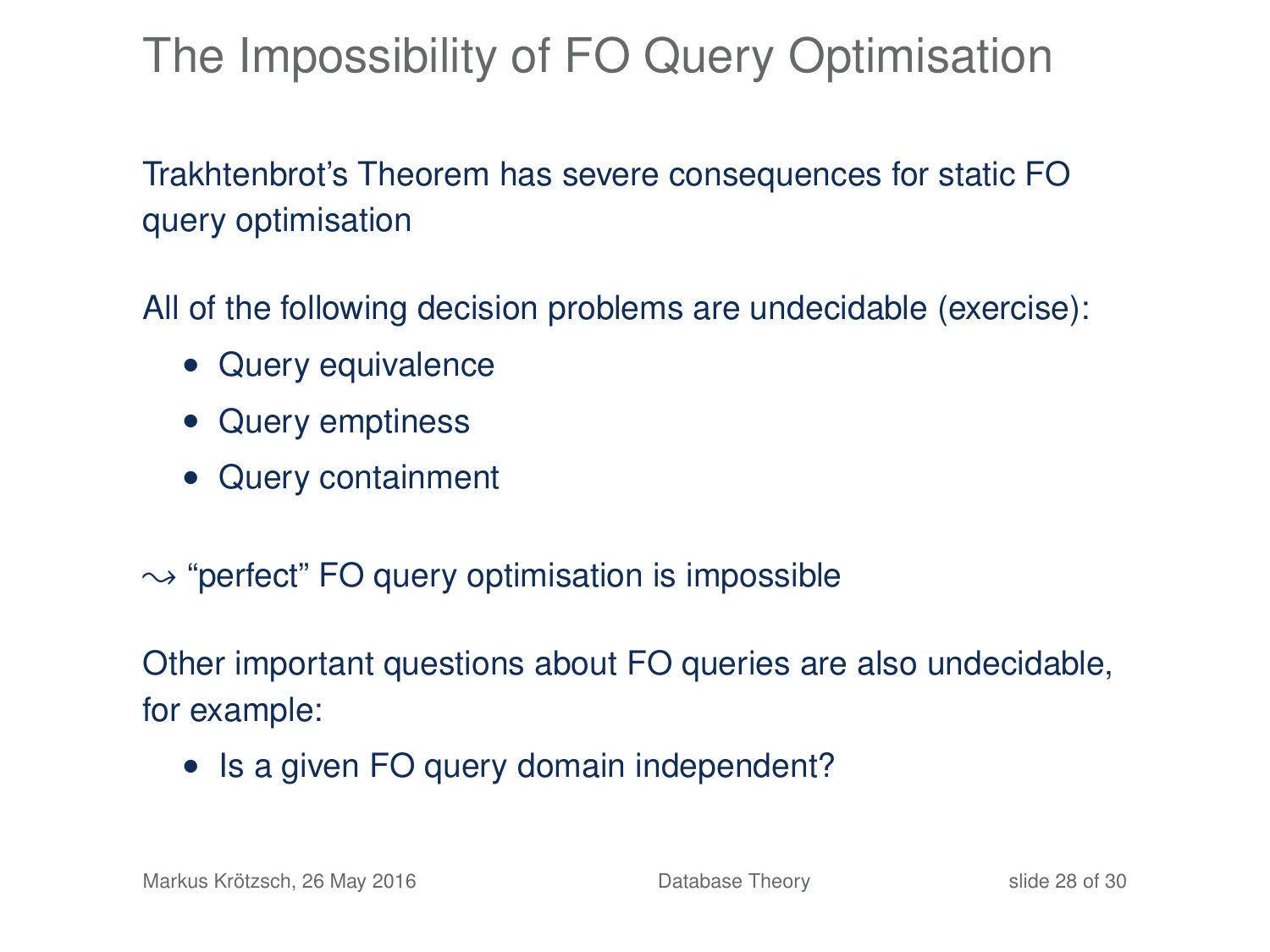# The Impossibility of FO Query Optimisation

Trakhtenbrot's Theorem has severe consequences for static FO query optimisation

All of the following decision problems are undecidable (exercise):

- Query equivalence
- Query emptiness
- Query containment

$\leadsto$ "perfect" FO query optimisation is impossible

Other important questions about FO queries are also undecidable, for example:

- Is a given FO query domain independent?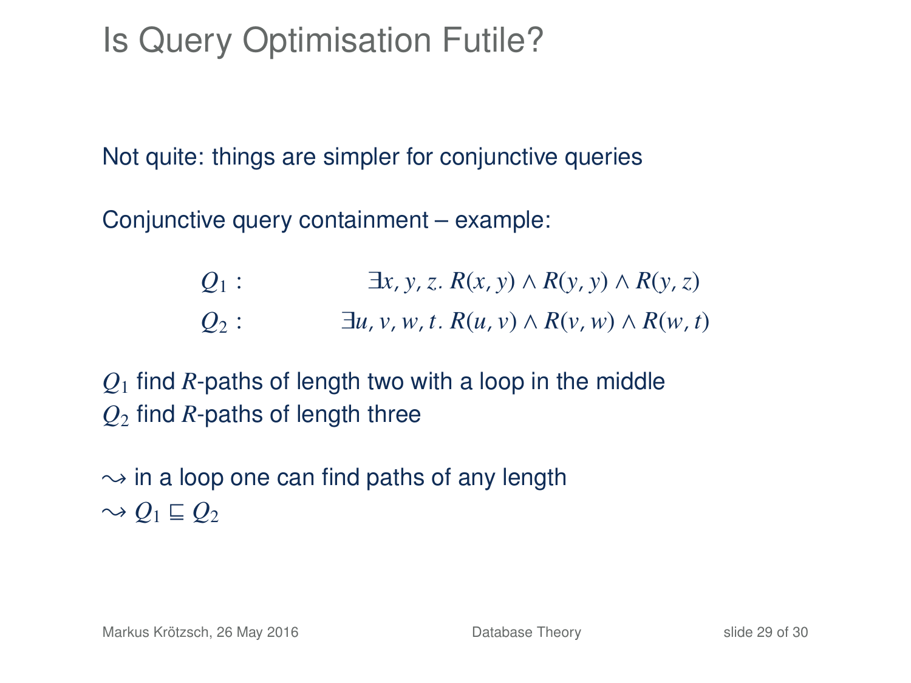# Is Query Optimisation Futile?

Not quite: things are simpler for conjunctive queries

Conjunctive query containment – example:

$$Q_1 : \qquad \exists x, y, z.\ R(x, y) \wedge R(y, y) \wedge R(y, z)$$

$$Q_2 : \qquad \exists u, v, w, t.\ R(u, v) \wedge R(v, w) \wedge R(w, t)$$

$Q_1$ find $R$-paths of length two with a loop in the middle
$Q_2$ find $R$-paths of length three

$\leadsto$ in a loop one can find paths of any length
$\leadsto Q_1 \sqsubseteq Q_2$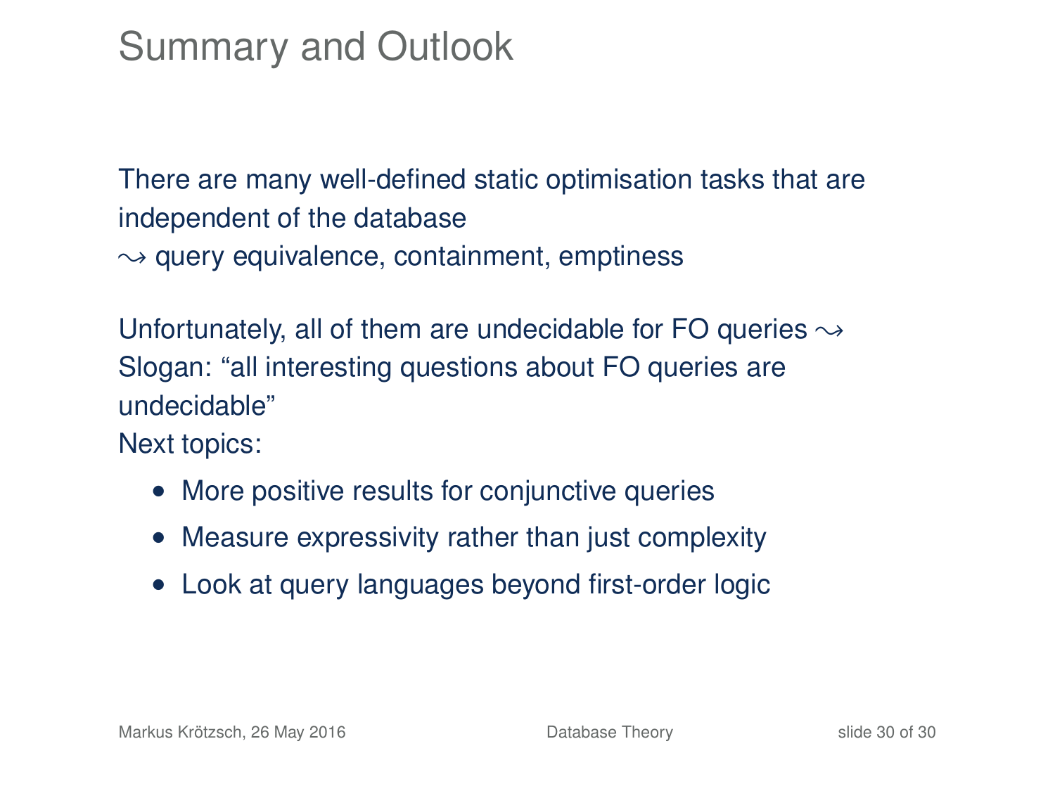# Summary and Outlook

There are many well-defined static optimisation tasks that are independent of the database
$\leadsto$ query equivalence, containment, emptiness

Unfortunately, all of them are undecidable for FO queries $\leadsto$
Slogan: “all interesting questions about FO queries are undecidable”

Next topics:

- More positive results for conjunctive queries
- Measure expressivity rather than just complexity
- Look at query languages beyond first-order logic